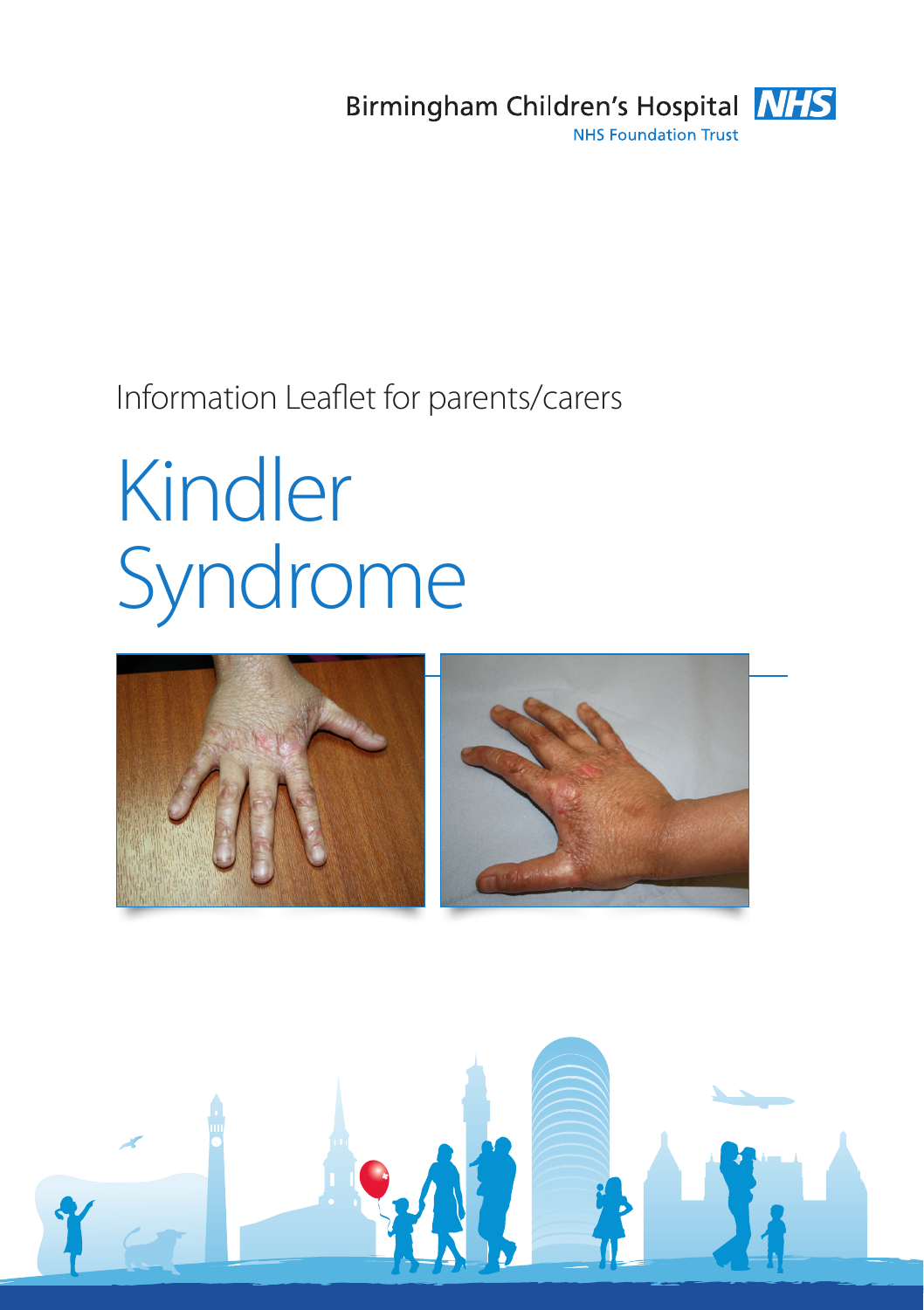Birmingham Children's Hospital NHS

NHS Foundation Trust

Information Leaflet for parents/carers

# Kindler Syndrome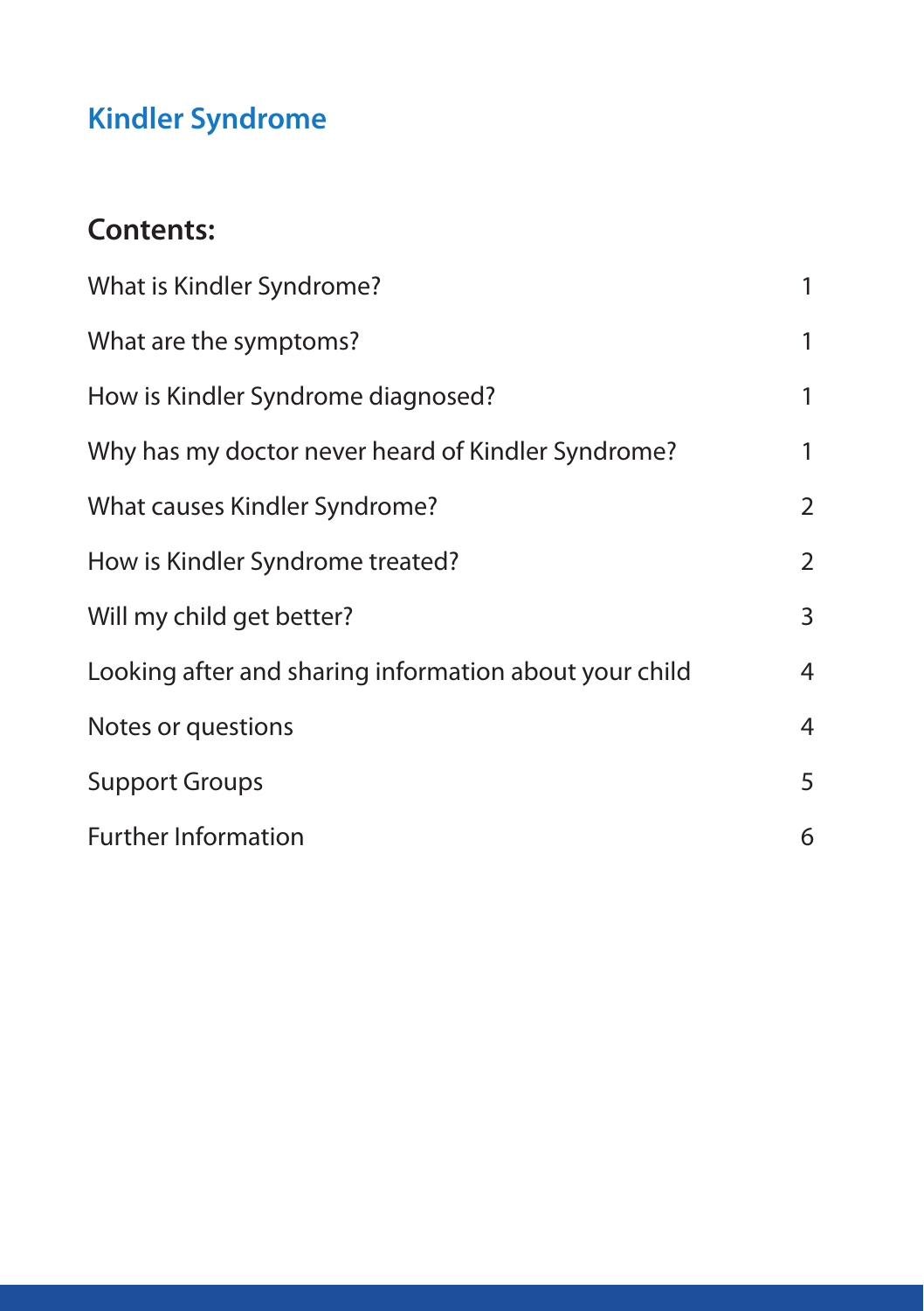# Kindler Syndrome

## Contents:

| | |
|---|---|
| What is Kindler Syndrome? | 1 |
| What are the symptoms? | 1 |
| How is Kindler Syndrome diagnosed? | 1 |
| Why has my doctor never heard of Kindler Syndrome? | 1 |
| What causes Kindler Syndrome? | 2 |
| How is Kindler Syndrome treated? | 2 |
| Will my child get better? | 3 |
| Looking after and sharing information about your child | 4 |
| Notes or questions | 4 |
| Support Groups | 5 |
| Further Information | 6 |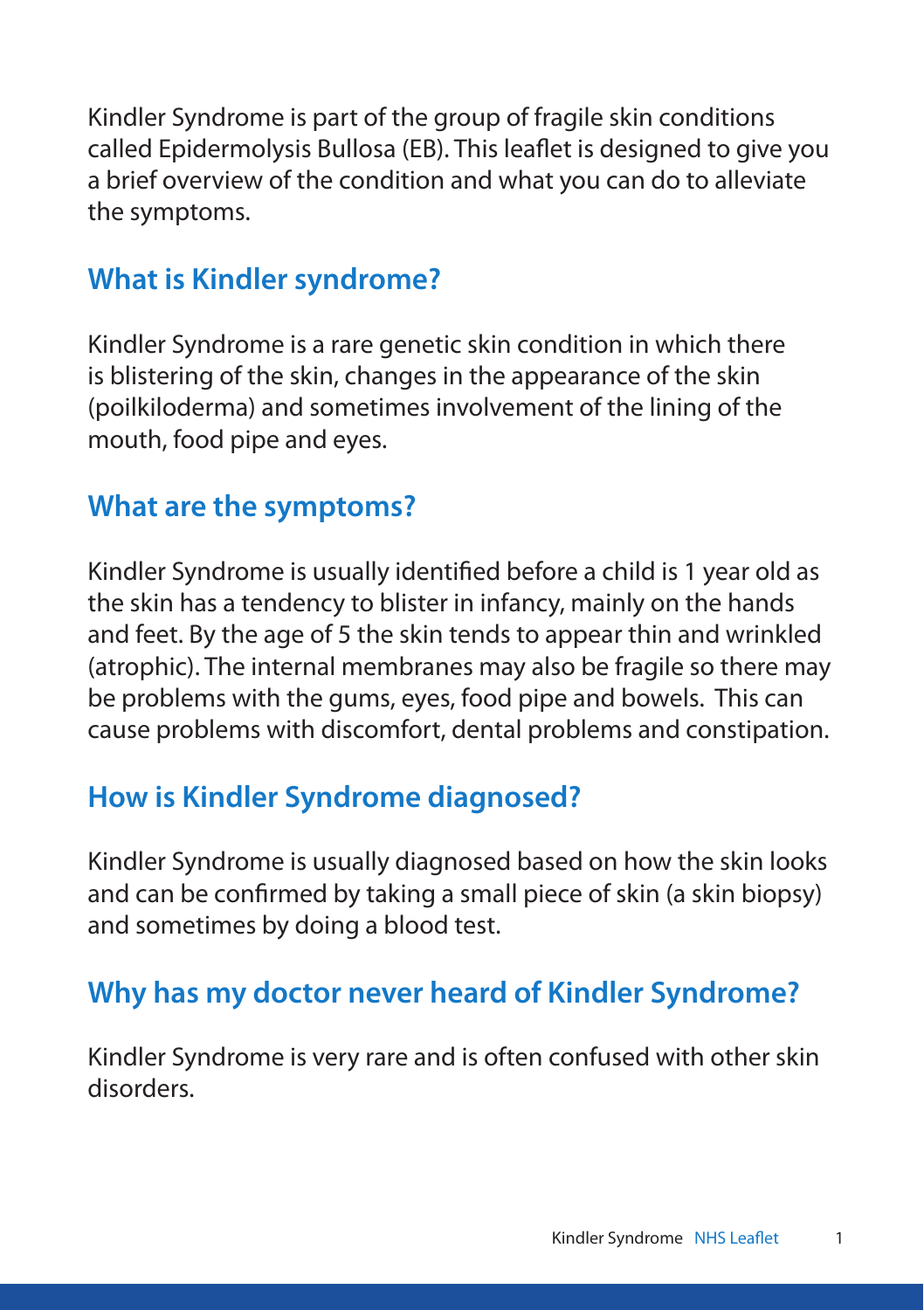Kindler Syndrome is part of the group of fragile skin conditions called Epidermolysis Bullosa (EB). This leaflet is designed to give you a brief overview of the condition and what you can do to alleviate the symptoms.

## What is Kindler syndrome?

Kindler Syndrome is a rare genetic skin condition in which there is blistering of the skin, changes in the appearance of the skin (poilkiloderma) and sometimes involvement of the lining of the mouth, food pipe and eyes.

## What are the symptoms?

Kindler Syndrome is usually identified before a child is 1 year old as the skin has a tendency to blister in infancy, mainly on the hands and feet. By the age of 5 the skin tends to appear thin and wrinkled (atrophic). The internal membranes may also be fragile so there may be problems with the gums, eyes, food pipe and bowels. This can cause problems with discomfort, dental problems and constipation.

## How is Kindler Syndrome diagnosed?

Kindler Syndrome is usually diagnosed based on how the skin looks and can be confirmed by taking a small piece of skin (a skin biopsy) and sometimes by doing a blood test.

## Why has my doctor never heard of Kindler Syndrome?

Kindler Syndrome is very rare and is often confused with other skin disorders.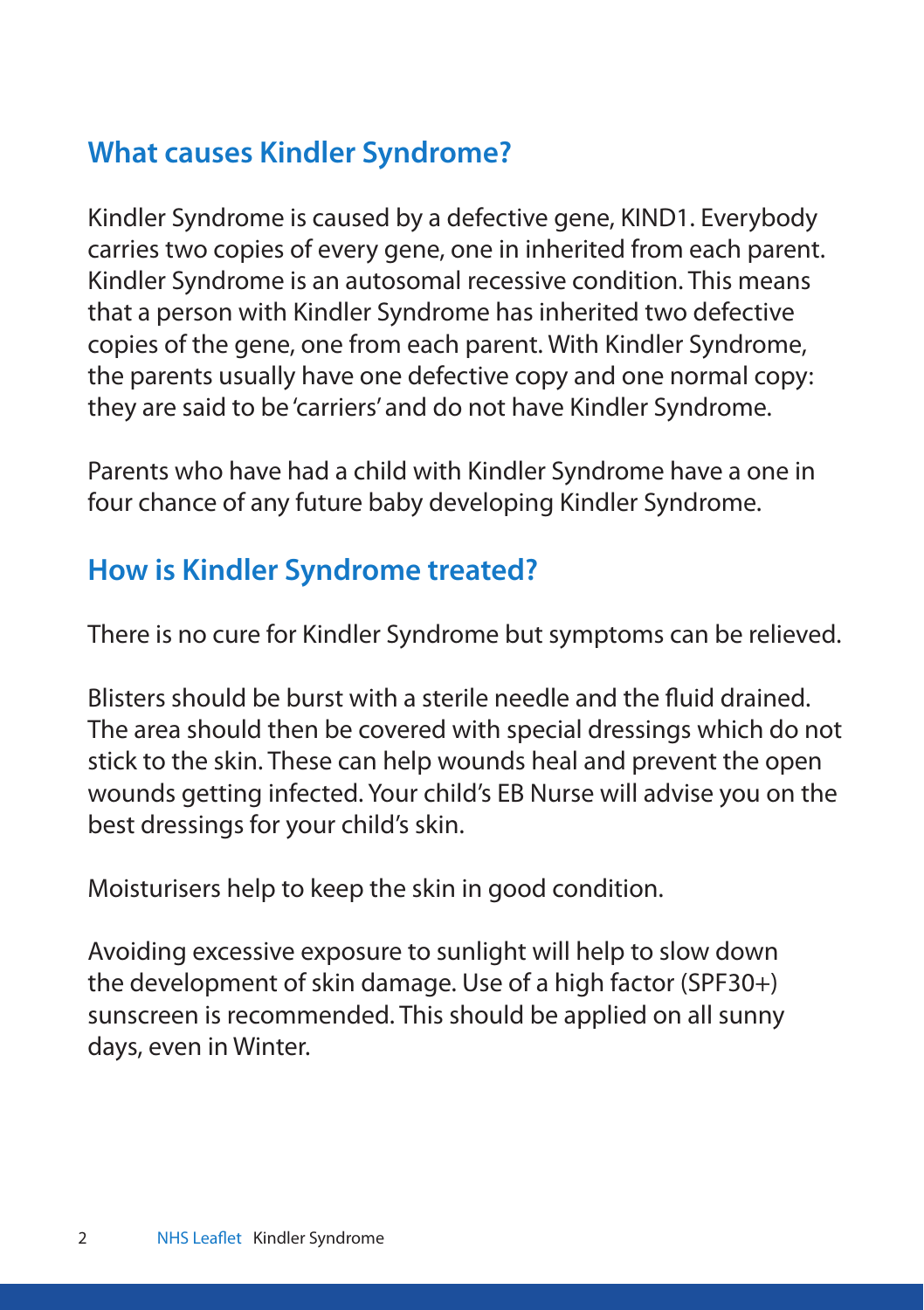## What causes Kindler Syndrome?

Kindler Syndrome is caused by a defective gene, KIND1. Everybody carries two copies of every gene, one in inherited from each parent. Kindler Syndrome is an autosomal recessive condition. This means that a person with Kindler Syndrome has inherited two defective copies of the gene, one from each parent. With Kindler Syndrome, the parents usually have one defective copy and one normal copy: they are said to be 'carriers' and do not have Kindler Syndrome.

Parents who have had a child with Kindler Syndrome have a one in four chance of any future baby developing Kindler Syndrome.

## How is Kindler Syndrome treated?

There is no cure for Kindler Syndrome but symptoms can be relieved.

Blisters should be burst with a sterile needle and the fluid drained. The area should then be covered with special dressings which do not stick to the skin. These can help wounds heal and prevent the open wounds getting infected. Your child's EB Nurse will advise you on the best dressings for your child's skin.

Moisturisers help to keep the skin in good condition.

Avoiding excessive exposure to sunlight will help to slow down the development of skin damage. Use of a high factor (SPF30+) sunscreen is recommended. This should be applied on all sunny days, even in Winter.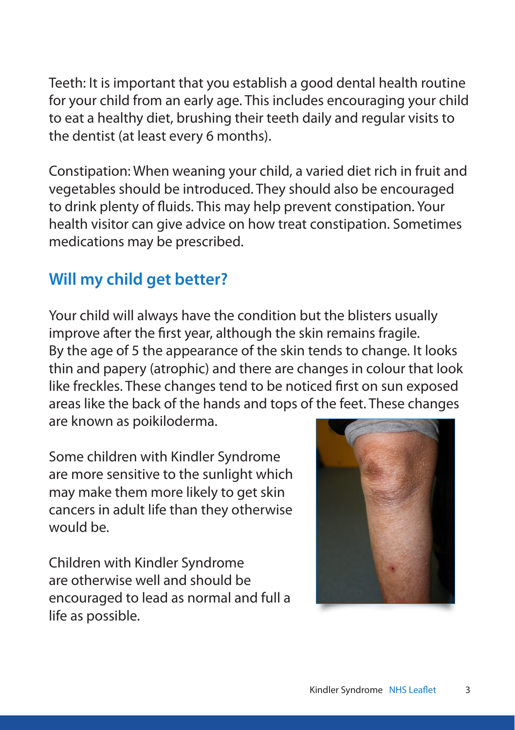Teeth: It is important that you establish a good dental health routine for your child from an early age. This includes encouraging your child to eat a healthy diet, brushing their teeth daily and regular visits to the dentist (at least every 6 months).

Constipation: When weaning your child, a varied diet rich in fruit and vegetables should be introduced. They should also be encouraged to drink plenty of fluids. This may help prevent constipation. Your health visitor can give advice on how treat constipation. Sometimes medications may be prescribed.

## Will my child get better?

Your child will always have the condition but the blisters usually improve after the first year, although the skin remains fragile. By the age of 5 the appearance of the skin tends to change. It looks thin and papery (atrophic) and there are changes in colour that look like freckles. These changes tend to be noticed first on sun exposed areas like the back of the hands and tops of the feet. These changes are known as poikiloderma.

Some children with Kindler Syndrome are more sensitive to the sunlight which may make them more likely to get skin cancers in adult life than they otherwise would be.

Children with Kindler Syndrome are otherwise well and should be encouraged to lead as normal and full a life as possible.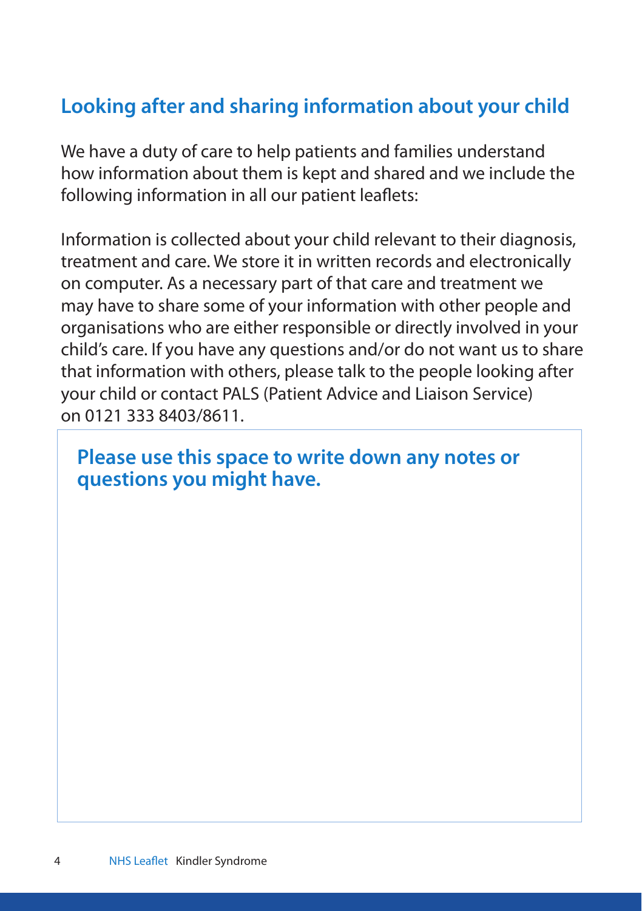## Looking after and sharing information about your child

We have a duty of care to help patients and families understand how information about them is kept and shared and we include the following information in all our patient leaflets:

Information is collected about your child relevant to their diagnosis, treatment and care. We store it in written records and electronically on computer. As a necessary part of that care and treatment we may have to share some of your information with other people and organisations who are either responsible or directly involved in your child's care. If you have any questions and/or do not want us to share that information with others, please talk to the people looking after your child or contact PALS (Patient Advice and Liaison Service) on 0121 333 8403/8611.

**Please use this space to write down any notes or questions you might have.**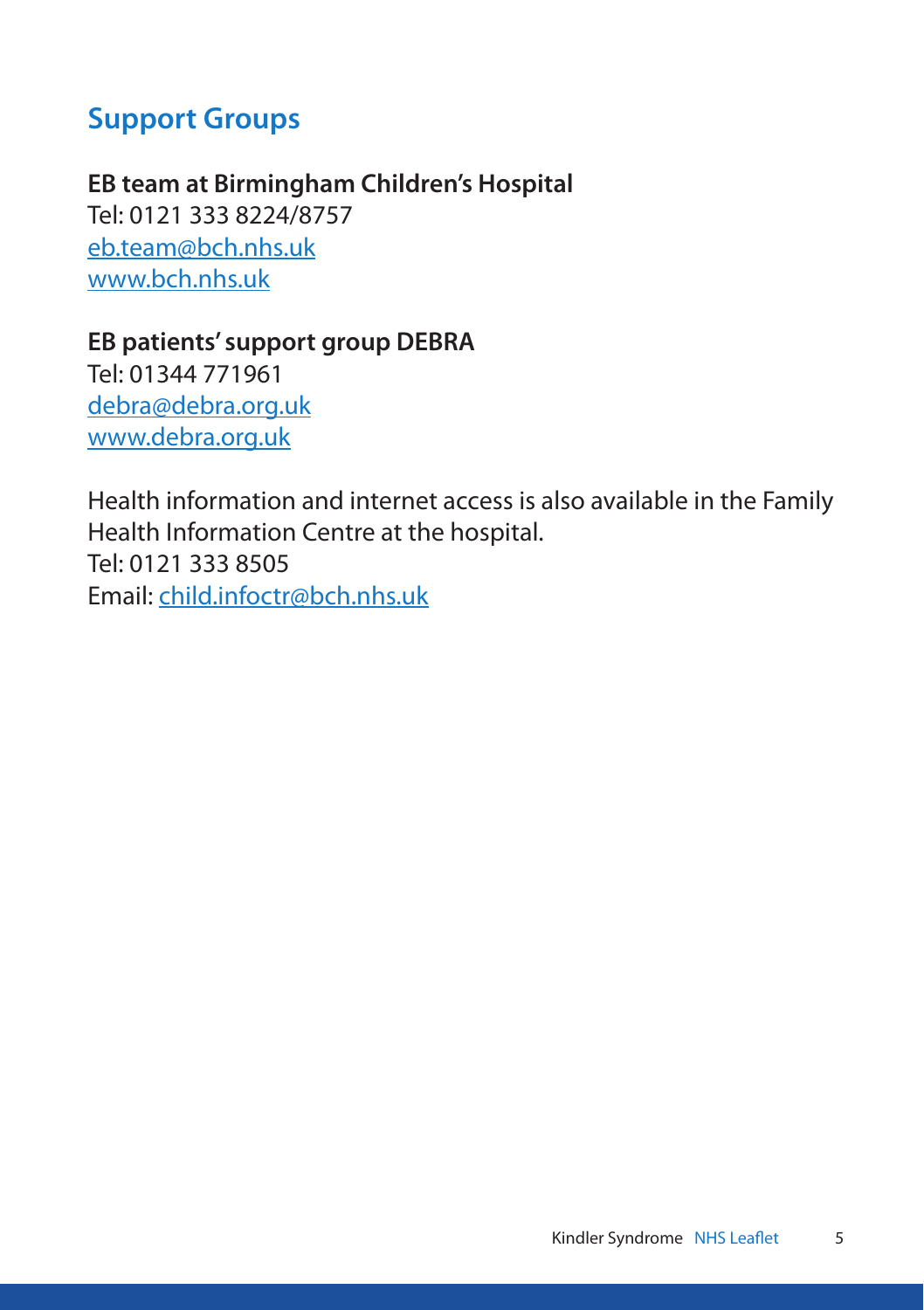## Support Groups

**EB team at Birmingham Children's Hospital**
Tel: 0121 333 8224/8757
eb.team@bch.nhs.uk
www.bch.nhs.uk

**EB patients' support group DEBRA**
Tel: 01344 771961
debra@debra.org.uk
www.debra.org.uk

Health information and internet access is also available in the Family Health Information Centre at the hospital.
Tel: 0121 333 8505
Email: child.infoctr@bch.nhs.uk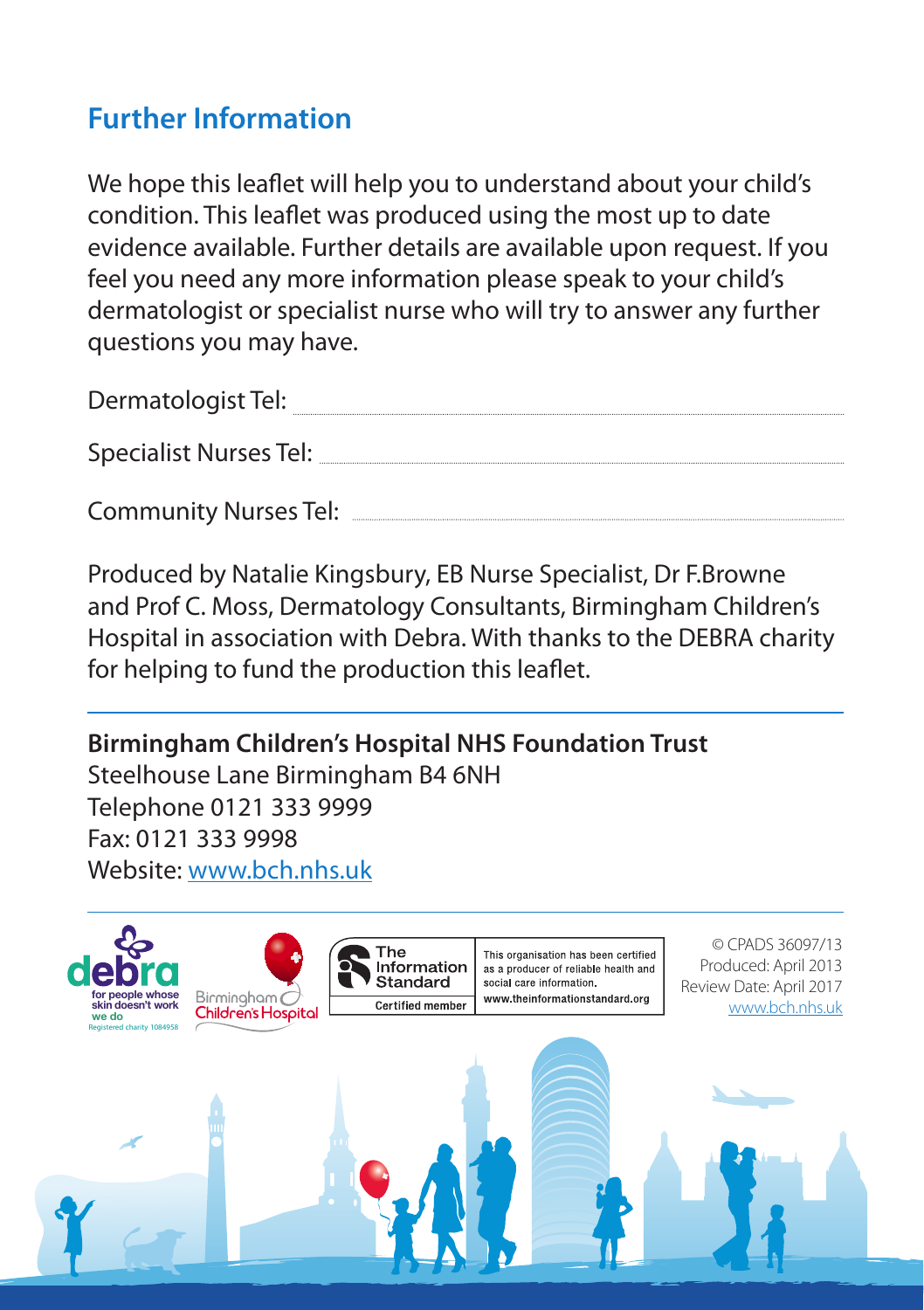## Further Information

We hope this leaflet will help you to understand about your child's condition. This leaflet was produced using the most up to date evidence available. Further details are available upon request. If you feel you need any more information please speak to your child's dermatologist or specialist nurse who will try to answer any further questions you may have.

Dermatologist Tel: ........................................

Specialist Nurses Tel: ........................................

Community Nurses Tel: ........................................

Produced by Natalie Kingsbury, EB Nurse Specialist, Dr F.Browne and Prof C. Moss, Dermatology Consultants, Birmingham Children's Hospital in association with Debra. With thanks to the DEBRA charity for helping to fund the production this leaflet.

**Birmingham Children's Hospital NHS Foundation Trust**
Steelhouse Lane Birmingham B4 6NH
Telephone 0121 333 9999
Fax: 0121 333 9998
Website: www.bch.nhs.uk

debra
for people whose skin doesn't work we do
Registered charity 1084958

Birmingham Children's Hospital

The Information Standard
Certified member
This organisation has been certified as a producer of reliable health and social care information.
www.theinformationstandard.org

© CPADS 36097/13
Produced: April 2013
Review Date: April 2017
www.bch.nhs.uk